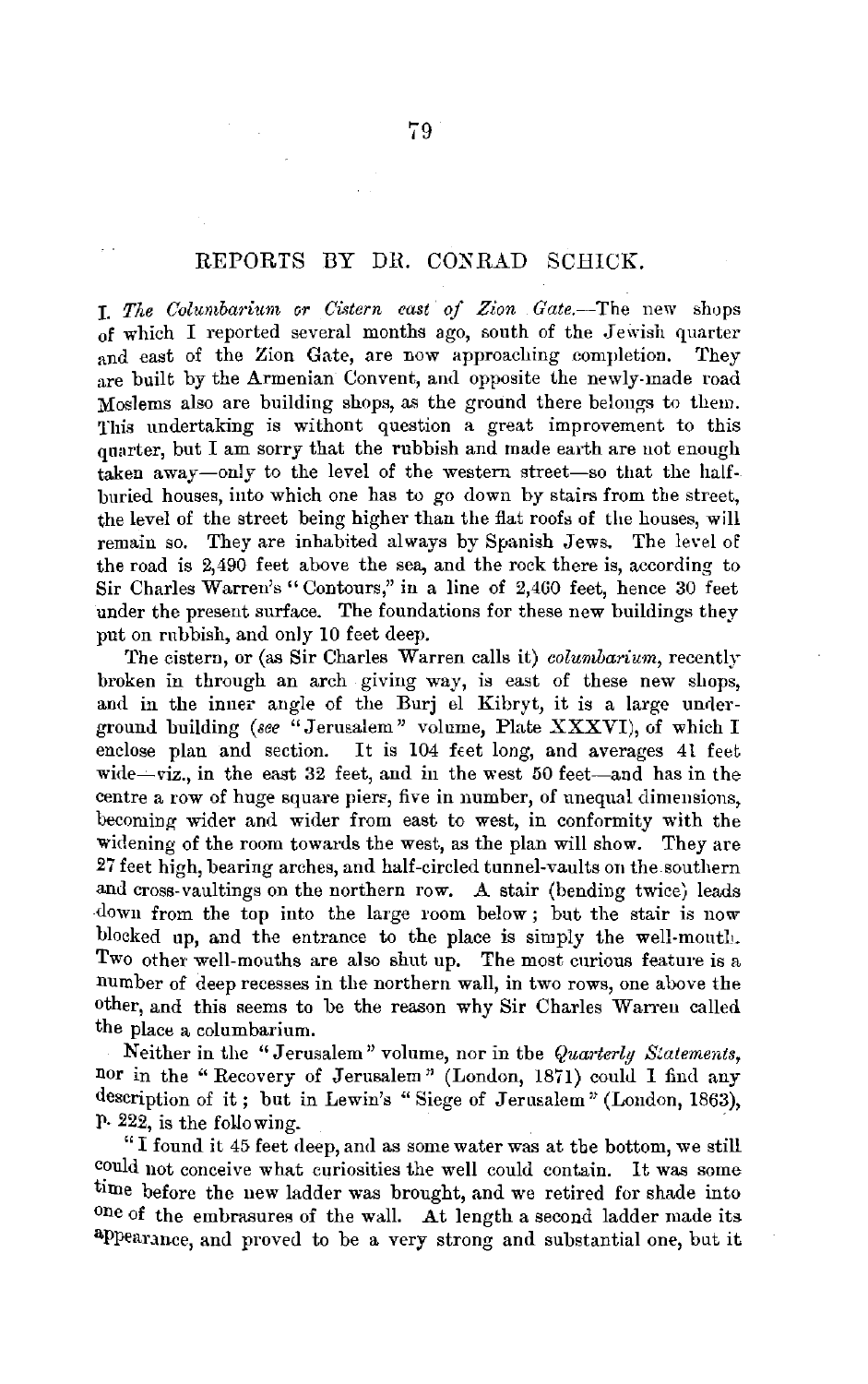## REPORTS BY DR. CONRAD SCHICK.

I. *The Columbarium or Cistern east of Zion Gate.*—The new shops of which I reported several months ago, south of the Jewish quarter and east of the Zion Gate, are now approaching completion. They are built by the Armenian Convent, and opposite the newly-made road Moslems also are building shops, as the ground there belongs to them. This undertaking is without question a great improvement to this quarter, but I am sorry that the rubbish and made earth are not enough taken away—only to the level of the western street—so that the half-buried houses, into which one has to go down by stairs from the street, the level of the street being higher than the flat roofs of the houses, will remain so. They are inhabited always by Spanish Jews. The level of the road is 2,490 feet above the sea, and the rock there is, according to Sir Charles Warren's "Contours," in a line of 2,460 feet, hence 30 feet under the present surface. The foundations for these new buildings they put on rubbish, and only 10 feet deep.

The cistern, or (as Sir Charles Warren calls it) *columbarium*, recently broken in through an arch giving way, is east of these new shops, and in the inner angle of the Burj el Kibryt, it is a large underground building (*see* "Jerusalem" volume, Plate XXXVI), of which I enclose plan and section. It is 104 feet long, and averages 41 feet wide—viz., in the east 32 feet, and in the west 50 feet—and has in the centre a row of huge square piers, five in number, of unequal dimensions, becoming wider and wider from east to west, in conformity with the widening of the room towards the west, as the plan will show. They are 27 feet high, bearing arches, and half-circled tunnel-vaults on the southern and cross-vaultings on the northern row. A stair (bending twice) leads down from the top into the large room below; but the stair is now blocked up, and the entrance to the place is simply the well-mouth. Two other well-mouths are also shut up. The most curious feature is a number of deep recesses in the northern wall, in two rows, one above the other, and this seems to be the reason why Sir Charles Warren called the place a columbarium.

Neither in the "Jerusalem" volume, nor in the *Quarterly Statements*, nor in the "Recovery of Jerusalem" (London, 1871) could I find any description of it; but in Lewin's "Siege of Jerusalem" (London, 1863), p. 222, is the following.

"I found it 45 feet deep, and as some water was at the bottom, we still could not conceive what curiosities the well could contain. It was some time before the new ladder was brought, and we retired for shade into one of the embrasures of the wall. At length a second ladder made its appearance, and proved to be a very strong and substantial one, but it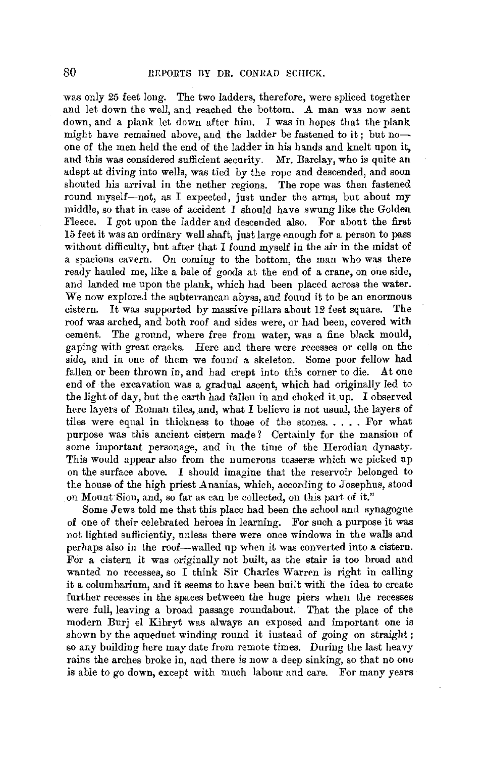was only 25 feet long. The two ladders, therefore, were spliced together and let down the well, and reached the bottom. A man was now sent down, and a plank let down after him. I was in hopes that the plank might have remained above, and the ladder be fastened to it; but no—one of the men held the end of the ladder in his hands and knelt upon it, and this was considered sufficient security. Mr. Barclay, who is quite an adept at diving into wells, was tied by the rope and descended, and soon shouted his arrival in the nether regions. The rope was then fastened round myself—not, as I expected, just under the arms, but about my middle, so that in case of accident I should have swung like the Golden Fleece. I got upon the ladder and descended also. For about the first 15 feet it was an ordinary well shaft, just large enough for a person to pass without difficulty, but after that I found myself in the air in the midst of a spacious cavern. On coming to the bottom, the man who was there ready hauled me, like a bale of goods at the end of a crane, on one side, and landed me upon the plank, which had been placed across the water. We now explored the subterranean abyss, and found it to be an enormous cistern. It was supported by massive pillars about 12 feet square. The roof was arched, and both roof and sides were, or had been, covered with cement. The ground, where free from water, was a fine black mould, gaping with great cracks. Here and there were recesses or cells on the side, and in one of them we found a skeleton. Some poor fellow had fallen or been thrown in, and had crept into this corner to die. At one end of the excavation was a gradual ascent, which had originally led to the light of day, but the earth had fallen in and choked it up. I observed here layers of Roman tiles, and, what I believe is not usual, the layers of tiles were equal in thickness to those of the stones. . . . . For what purpose was this ancient cistern made? Certainly for the mansion of some important personage, and in the time of the Herodian dynasty. This would appear also from the numerous tesseræ which we picked up on the surface above. I should imagine that the reservoir belonged to the house of the high priest Ananias, which, according to Josephus, stood on Mount Sion, and, so far as can be collected, on this part of it."

Some Jews told me that this place had been the school and synagogue of one of their celebrated heroes in learning. For such a purpose it was not lighted sufficiently, unless there were once windows in the walls and perhaps also in the roof—walled up when it was converted into a cistern. For a cistern it was originally not built, as the stair is too broad and wanted no recesses, so I think Sir Charles Warren is right in calling it a columbarium, and it seems to have been built with the idea to create further recesses in the spaces between the huge piers when the recesses were full, leaving a broad passage roundabout. That the place of the modern Burj el Kibryt was always an exposed and important one is shown by the aqueduct winding round it instead of going on straight; so any building here may date from remote times. During the last heavy rains the arches broke in, and there is now a deep sinking, so that no one is able to go down, except with much labour and care. For many years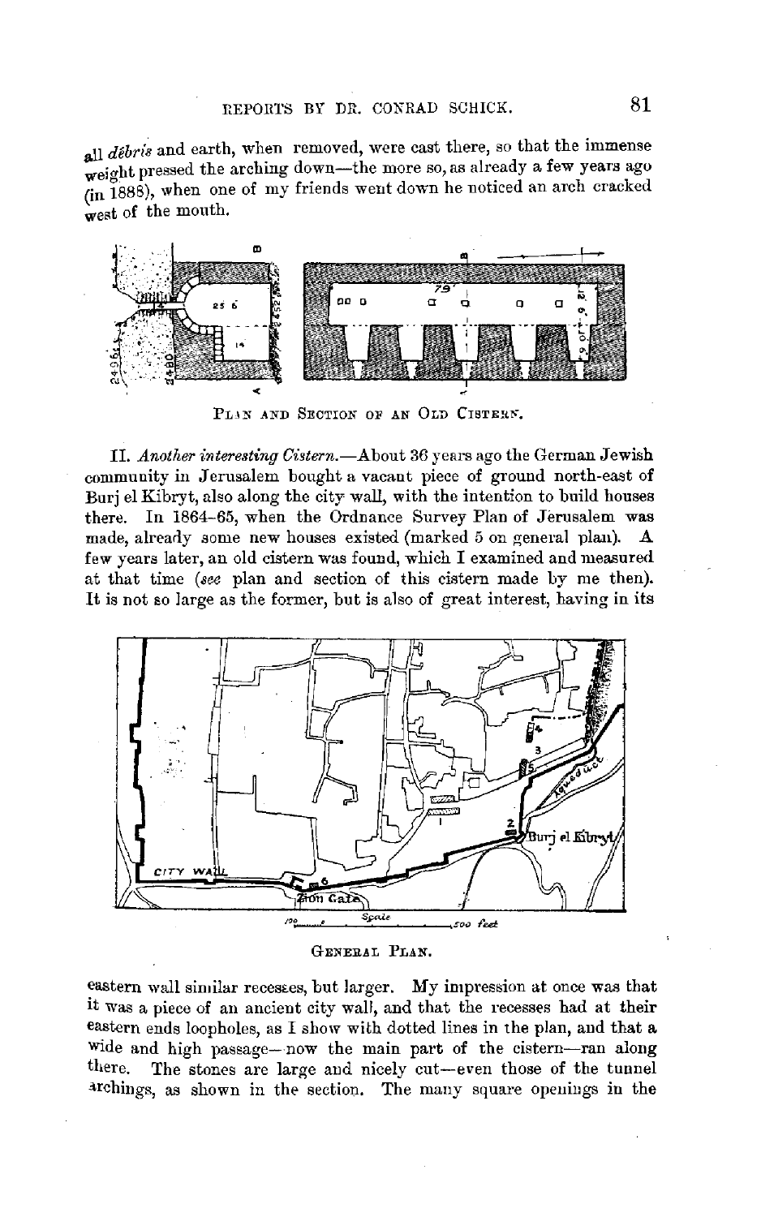all *débris* and earth, when removed, were cast there, so that the immense weight pressed the arching down—the more so, as already a few years ago (in 1888), when one of my friends went down he noticed an arch cracked west of the mouth.

PLAN AND SECTION OF AN OLD CISTERN.

II. *Another interesting Cistern.*—About 36 years ago the German Jewish community in Jerusalem bought a vacant piece of ground north-east of Burj el Kibryt, also along the city wall, with the intention to build houses there. In 1864–65, when the Ordnance Survey Plan of Jerusalem was made, already some new houses existed (marked 5 on general plan). A few years later, an old cistern was found, which I examined and measured at that time (*see* plan and section of this cistern made by me then). It is not so large as the former, but is also of great interest, having in its

GENERAL PLAN.

eastern wall similar recesses, but larger. My impression at once was that it was a piece of an ancient city wall, and that the recesses had at their eastern ends loopholes, as I show with dotted lines in the plan, and that a wide and high passage—now the main part of the cistern—ran along there. The stones are large and nicely cut—even those of the tunnel archings, as shown in the section. The many square openings in the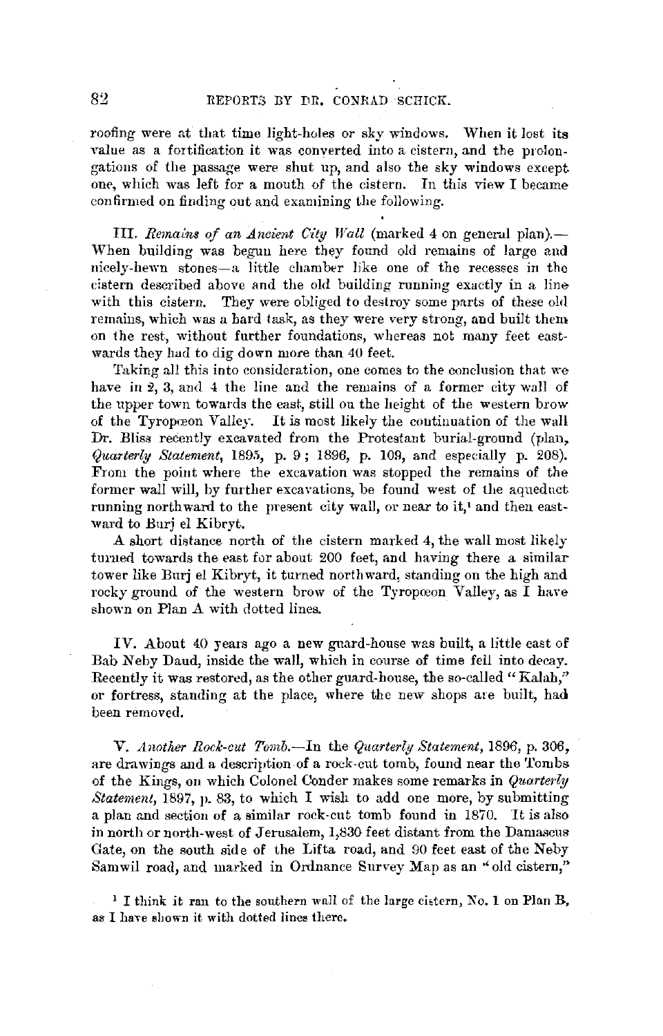roofing were at that time light-holes or sky windows. When it lost its value as a fortification it was converted into a cistern, and the prolongations of the passage were shut up, and also the sky windows except one, which was left for a mouth of the cistern. In this view I became confirmed on finding out and examining the following.

III. *Remains of an Ancient City Wall* (marked 4 on general plan).—When building was begun here they found old remains of large and nicely-hewn stones—a little chamber like one of the recesses in the cistern described above and the old building running exactly in a line with this cistern. They were obliged to destroy some parts of these old remains, which was a hard task, as they were very strong, and built them on the rest, without further foundations, whereas not many feet eastwards they had to dig down more than 40 feet.

Taking all this into consideration, one comes to the conclusion that we have in 2, 3, and 4 the line and the remains of a former city wall of the upper town towards the east, still on the height of the western brow of the Tyropœon Valley. It is most likely the continuation of the wall Dr. Bliss recently excavated from the Protestant burial-ground (plan, *Quarterly Statement*, 1895, p. 9; 1896, p. 109, and especially p. 208). From the point where the excavation was stopped the remains of the former wall will, by further excavations, be found west of the aqueduct running northward to the present city wall, or near to it,[1] and then eastward to Burj el Kibryt.

A short distance north of the cistern marked 4, the wall most likely turned towards the east for about 200 feet, and having there a similar tower like Burj el Kibryt, it turned northward, standing on the high and rocky ground of the western brow of the Tyropœon Valley, as I have shown on Plan A with dotted lines.

IV. About 40 years ago a new guard-house was built, a little east of Bab Neby Daud, inside the wall, which in course of time fell into decay. Recently it was restored, as the other guard-house, the so-called "Kalah," or fortress, standing at the place, where the new shops are built, had been removed.

V. *Another Rock-cut Tomb.*—In the *Quarterly Statement*, 1896, p. 306, are drawings and a description of a rock-cut tomb, found near the Tombs of the Kings, on which Colonel Conder makes some remarks in *Quarterly Statement*, 1897, p. 83, to which I wish to add one more, by submitting a plan and section of a similar rock-cut tomb found in 1870. It is also in north or north-west of Jerusalem, 1,830 feet distant from the Damascus Gate, on the south side of the Lifta road, and 90 feet east of the Neby Samwil road, and marked in Ordnance Survey Map as an "old cistern,"

[1] I think it ran to the southern wall of the large cistern, No. 1 on Plan B, as I have shown it with dotted lines there.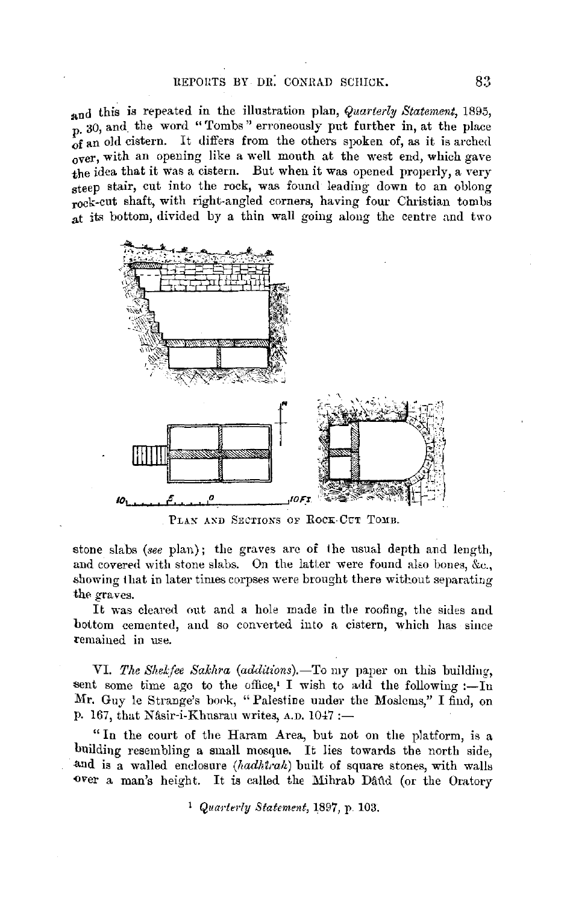and this is repeated in the illustration plan, *Quarterly Statement*, 1895, p. 30, and the word "Tombs" erroneously put further in, at the place of an old cistern. It differs from the others spoken of, as it is arched over, with an opening like a well mouth at the west end, which gave the idea that it was a cistern. But when it was opened properly, a very steep stair, cut into the rock, was found leading down to an oblong rock-cut shaft, with right-angled corners, having four Christian tombs at its bottom, divided by a thin wall going along the centre and two

PLAN AND SECTIONS OF ROCK-CUT TOMB.

stone slabs (*see* plan); the graves are of the usual depth and length, and covered with stone slabs. On the latter were found also bones, &c., showing that in later times corpses were brought there without separating the graves.

It was cleared out and a hole made in the roofing, the sides and bottom cemented, and so converted into a cistern, which has since remained in use.

VI. *The Shekfee Sakhra (additions).*—To my paper on this building, sent some time ago to the office,[1] I wish to add the following :—In Mr. Guy le Strange's book, "Palestine under the Moslems," I find, on p. 167, that Nâsir-i-Khusrau writes, A.D. 1047 :—

"In the court of the Haram Area, but not on the platform, is a building resembling a small mosque. It lies towards the north side, and is a walled enclosure (*hadhtrah*) built of square stones, with walls over a man's height. It is called the Mihrab Dâûd (or the Oratory

[1] *Quarterly Statement*, 1897, p. 103.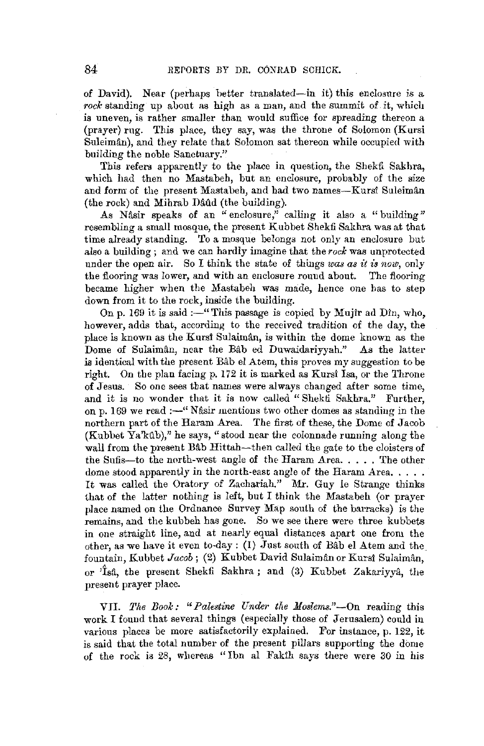of David). Near (perhaps better translated—in it) this enclosure is a *rock* standing up about as high as a man, and the summit of it, which is uneven, is rather smaller than would suffice for spreading thereon a (prayer) rug. This place, they say, was the throne of Solomon (Kursi Suleimân), and they relate that Solomon sat thereon while occupied with building the noble Sanctuary."

This refers apparently to the place in question, the Shekfi Sakhra, which had then no Mastabeh, but an enclosure, probably of the size and form of the present Mastabeh, and had two names—Kursî Suleimân (the rock) and Mihrab Dâûd (the building).

As Nâsir speaks of an "enclosure," calling it also a "building" resembling a small mosque, the present Kubbet Shekfi Sakhra was at that time already standing. To a mosque belongs not only an enclosure but also a building; and we can hardly imagine that the *rock* was unprotected under the open air. So I think the state of things *was as it is now*, only the flooring was lower, and with an enclosure round about. The flooring became higher when the Mastabeh was made, hence one has to step down from it to the rock, inside the building.

On p. 169 it is said :—"This passage is copied by Mujîr ad Dîn, who, however, adds that, according to the received tradition of the day, the place is known as the Kursî Sulaimân, is within the dome known as the Dome of Sulaimân, near the Bâb ed Duwaidariyyah." As the latter is identical with the present Bâb el Atem, this proves my suggestion to be right. On the plan facing p. 172 it is marked as Kursî Isa, or the Throne of Jesus. So one sees that names were always changed after some time, and it is no wonder that it is now called "Shekfi Sakhra." Further, on p. 169 we read :—"Nâsir mentions two other domes as standing in the northern part of the Haram Area. The first of these, the Dome of Jacob (Kubbet Ya'kûb)," he says, "stood near the colonnade running along the wall from the present Bâb Hittah—then called the gate to the cloisters of the Sufis—to the north-west angle of the Haram Area. . . . . The other dome stood apparently in the north-east angle of the Haram Area. . . . . It was called the Oratory of Zachariah." Mr. Guy le Strange thinks that of the latter nothing is left, but I think the Mastabeh (or prayer place named on the Ordnance Survey Map south of the barracks) is the remains, and the kubbeh has gone. So we see there were three kubbets in one straight line, and at nearly equal distances apart one from the other, as we have it even to-day : (1) Just south of Bâb el Atem and the fountain, Kubbet *Jacob*; (2) Kubbet David Sulaimân or Kursî Sulaimân, or 'Îsâ, the present Shekfi Sakhra; and (3) Kubbet Zakariyyâ, the present prayer place.

VII. *The Book: "Palestine Under the Moslems."*—On reading this work I found that several things (especially those of Jerusalem) could in various places be more satisfactorily explained. For instance, p. 122, it is said that the total number of the present pillars supporting the dome of the rock is 28, whereas "Ibn al Fakîh says there were 30 in his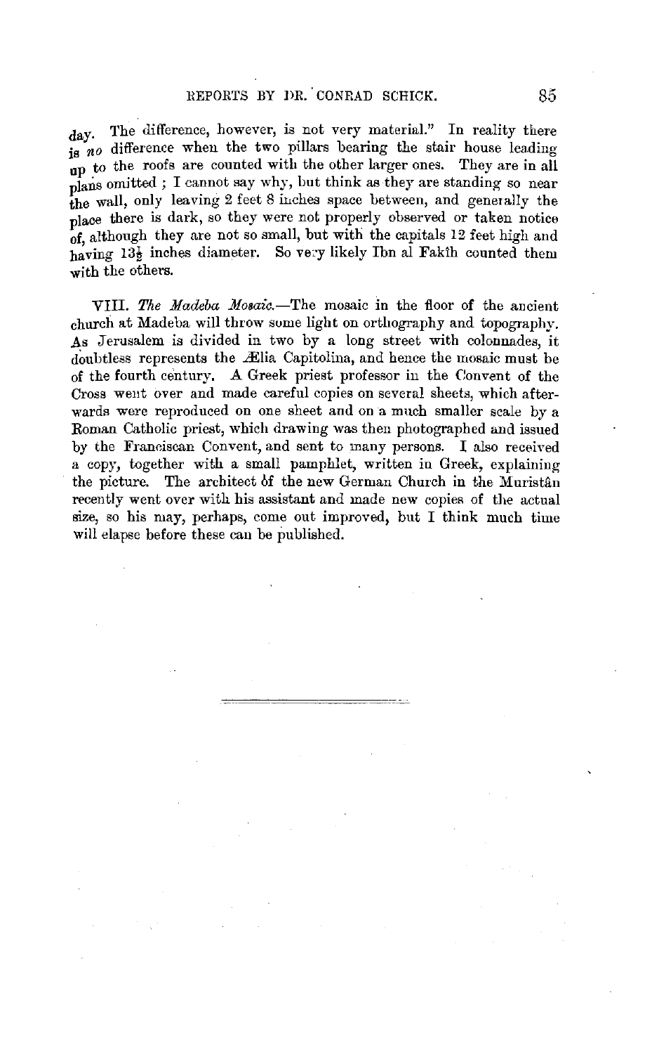day. The difference, however, is not very material." In reality there is *no* difference when the two pillars bearing the stair house leading up to the roofs are counted with the other larger ones. They are in all plans omitted; I cannot say why, but think as they are standing so near the wall, only leaving 2 feet 8 inches space between, and generally the place there is dark, so they were not properly observed or taken notice of, although they are not so small, but with the capitals 12 feet high and having 13½ inches diameter. So very likely Ibn al Fakîh counted them with the others.

VIII. *The Madeba Mosaic.*—The mosaic in the floor of the ancient church at Madeba will throw some light on orthography and topography. As Jerusalem is divided in two by a long street with colonnades, it doubtless represents the Ælia Capitolina, and hence the mosaic must be of the fourth century. A Greek priest professor in the Convent of the Cross went over and made careful copies on several sheets, which afterwards were reproduced on one sheet and on a much smaller scale by a Roman Catholic priest, which drawing was then photographed and issued by the Franciscan Convent, and sent to many persons. I also received a copy, together with a small pamphlet, written in Greek, explaining the picture. The architect of the new German Church in the Muristân recently went over with his assistant and made new copies of the actual size, so his may, perhaps, come out improved, but I think much time will elapse before these can be published.